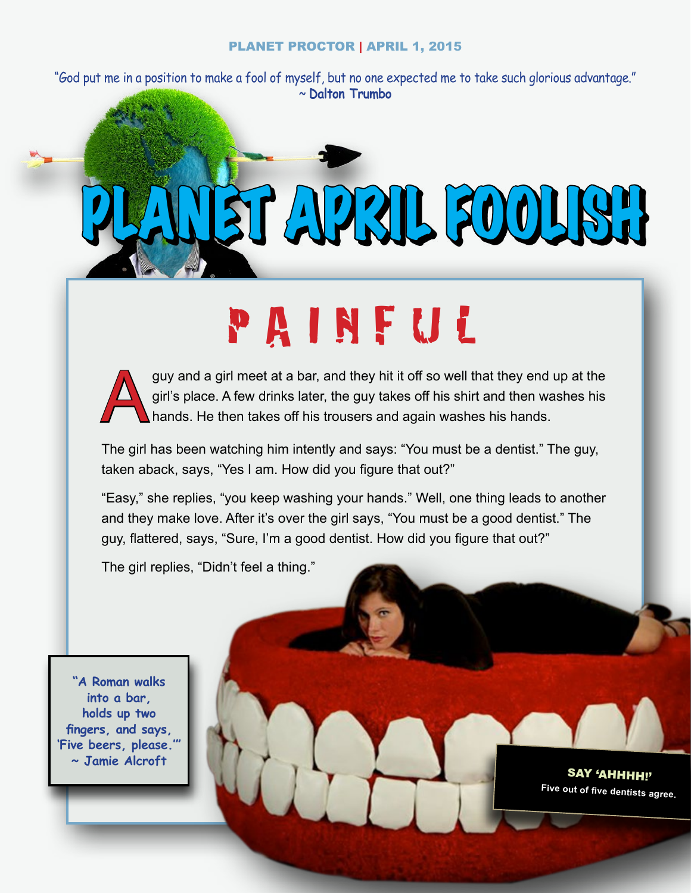PLANET PROCTOR | APRIL 1, 2015

"God put me in a position to make a fool of myself, but no one expected me to take such glorious advantage."
~ **Dalton Trumbo**

# PLANET APRIL FOOLISH

## PAINFUL

A guy and a girl meet at a bar, and they hit it off so well that they end up at the girl's place. A few drinks later, the guy takes off his shirt and then washes his hands. He then takes off his trousers and again washes his hands.

The girl has been watching him intently and says: "You must be a dentist." The guy, taken aback, says, "Yes I am. How did you figure that out?"

"Easy," she replies, "you keep washing your hands." Well, one thing leads to another and they make love. After it's over the girl says, "You must be a good dentist." The guy, flattered, says, "Sure, I'm a good dentist. How did you figure that out?"

The girl replies, "Didn't feel a thing."

**"A Roman walks into a bar, holds up two fingers, and says, 'Five beers, please.'"
~ Jamie Alcroft**

**SAY 'AHHHH!'**
Five out of five dentists agree.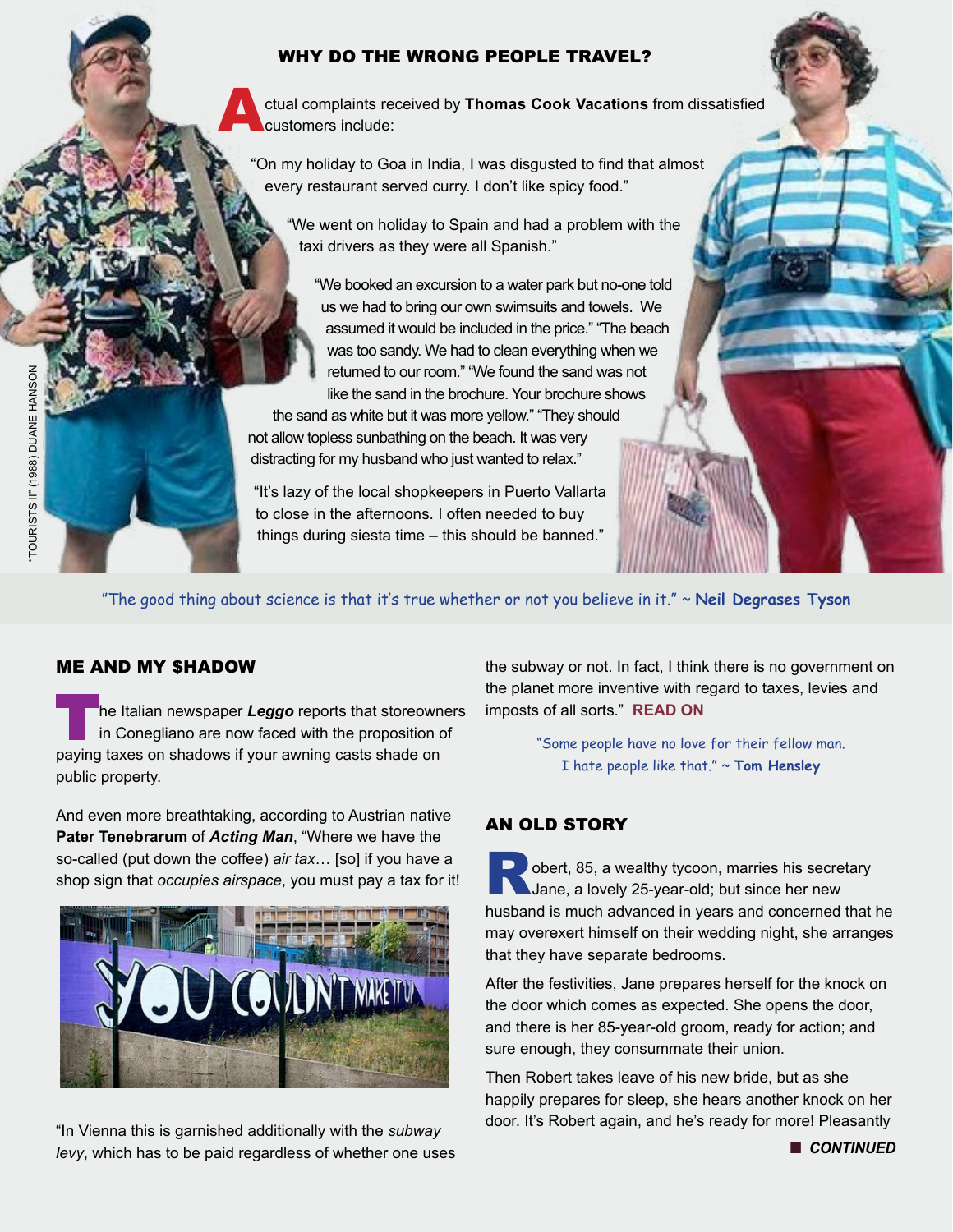## WHY DO THE WRONG PEOPLE TRAVEL?

Actual complaints received by **Thomas Cook Vacations** from dissatisfied customers include:

"On my holiday to Goa in India, I was disgusted to find that almost every restaurant served curry. I don't like spicy food."

"We went on holiday to Spain and had a problem with the taxi drivers as they were all Spanish."

"We booked an excursion to a water park but no-one told us we had to bring our own swimsuits and towels. We assumed it would be included in the price." "The beach was too sandy. We had to clean everything when we returned to our room." "We found the sand was not like the sand in the brochure. Your brochure shows the sand as white but it was more yellow." "They should not allow topless sunbathing on the beach. It was very distracting for my husband who just wanted to relax."

"It's lazy of the local shopkeepers in Puerto Vallarta to close in the afternoons. I often needed to buy things during siesta time – this should be banned."

"TOURISTS II" (1988) DUANE HANSON

"The good thing about science is that it's true whether or not you believe in it." ~ **Neil Degrases Tyson**

## ME AND MY $HADOW

The Italian newspaper ***Leggo*** reports that storeowners in Conegliano are now faced with the proposition of paying taxes on shadows if your awning casts shade on public property.

And even more breathtaking, according to Austrian native **Pater Tenebrarum** of ***Acting Man***, "Where we have the so-called (put down the coffee) *air tax*… [so] if you have a shop sign that *occupies airspace*, you must pay a tax for it!

"In Vienna this is garnished additionally with the *subway levy*, which has to be paid regardless of whether one uses the subway or not. In fact, I think there is no government on the planet more inventive with regard to taxes, levies and imposts of all sorts." **READ ON**

"Some people have no love for their fellow man. I hate people like that." ~ **Tom Hensley**

## AN OLD STORY

Robert, 85, a wealthy tycoon, marries his secretary Jane, a lovely 25-year-old; but since her new husband is much advanced in years and concerned that he may overexert himself on their wedding night, she arranges that they have separate bedrooms.

After the festivities, Jane prepares herself for the knock on the door which comes as expected. She opens the door, and there is her 85-year-old groom, ready for action; and sure enough, they consummate their union.

Then Robert takes leave of his new bride, but as she happily prepares for sleep, she hears another knock on her door. It's Robert again, and he's ready for more! Pleasantly

■ ***CONTINUED***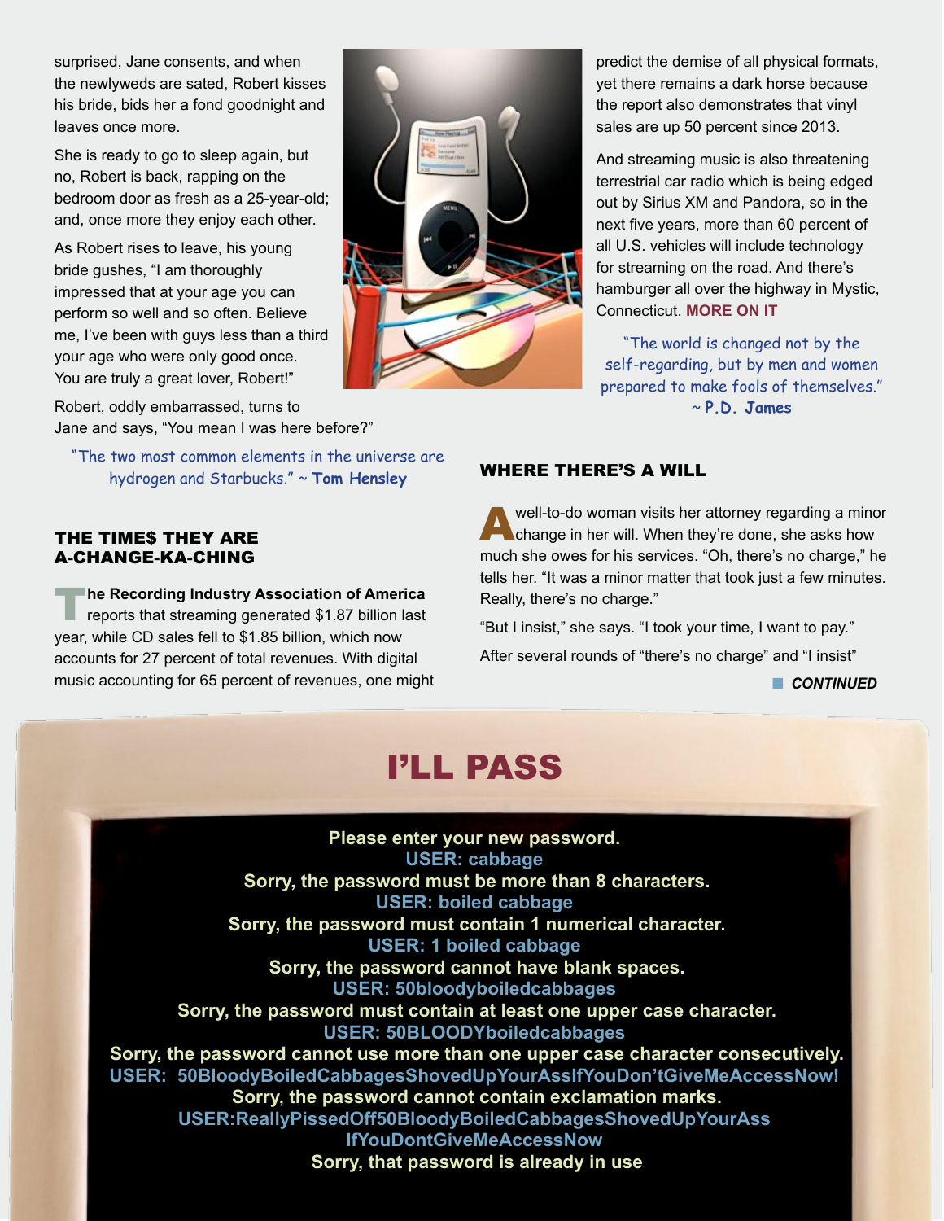surprised, Jane consents, and when the newlyweds are sated, Robert kisses his bride, bids her a fond goodnight and leaves once more.

She is ready to go to sleep again, but no, Robert is back, rapping on the bedroom door as fresh as a 25-year-old; and, once more they enjoy each other.

As Robert rises to leave, his young bride gushes, "I am thoroughly impressed that at your age you can perform so well and so often. Believe me, I've been with guys less than a third your age who were only good once. You are truly a great lover, Robert!"

Robert, oddly embarrassed, turns to Jane and says, "You mean I was here before?"

"The two most common elements in the universe are hydrogen and Starbucks." ~ **Tom Hensley**

## THE TIME$ THEY ARE A-CHANGE-KA-CHING

**The Recording Industry Association of America** reports that streaming generated $1.87 billion last year, while CD sales fell to $1.85 billion, which now accounts for 27 percent of total revenues. With digital music accounting for 65 percent of revenues, one might predict the demise of all physical formats, yet there remains a dark horse because the report also demonstrates that vinyl sales are up 50 percent since 2013.

And streaming music is also threatening terrestrial car radio which is being edged out by Sirius XM and Pandora, so in the next five years, more than 60 percent of all U.S. vehicles will include technology for streaming on the road. And there's hamburger all over the highway in Mystic, Connecticut. **MORE ON IT**

"The world is changed not by the self-regarding, but by men and women prepared to make fools of themselves." ~ **P.D. James**

## WHERE THERE'S A WILL

A well-to-do woman visits her attorney regarding a minor change in her will. When they're done, she asks how much she owes for his services. "Oh, there's no charge," he tells her. "It was a minor matter that took just a few minutes. Really, there's no charge."

"But I insist," she says. "I took your time, I want to pay."

After several rounds of "there's no charge" and "I insist"

***CONTINUED***

# I'LL PASS

**Please enter your new password.**
**USER: cabbage**
**Sorry, the password must be more than 8 characters.**
**USER: boiled cabbage**
**Sorry, the password must contain 1 numerical character.**
**USER: 1 boiled cabbage**
**Sorry, the password cannot have blank spaces.**
**USER: 50bloodyboiledcabbages**
**Sorry, the password must contain at least one upper case character.**
**USER: 50BLOODYboiledcabbages**
**Sorry, the password cannot use more than one upper case character consecutively.**
**USER: 50BloodyBoiledCabbagesShovedUpYourAssIfYouDon'tGiveMeAccessNow!**
**Sorry, the password cannot contain exclamation marks.**
**USER:ReallyPissedOff50BloodyBoiledCabbagesShovedUpYourAssIfYouDontGiveMeAccessNow**
**Sorry, that password is already in use**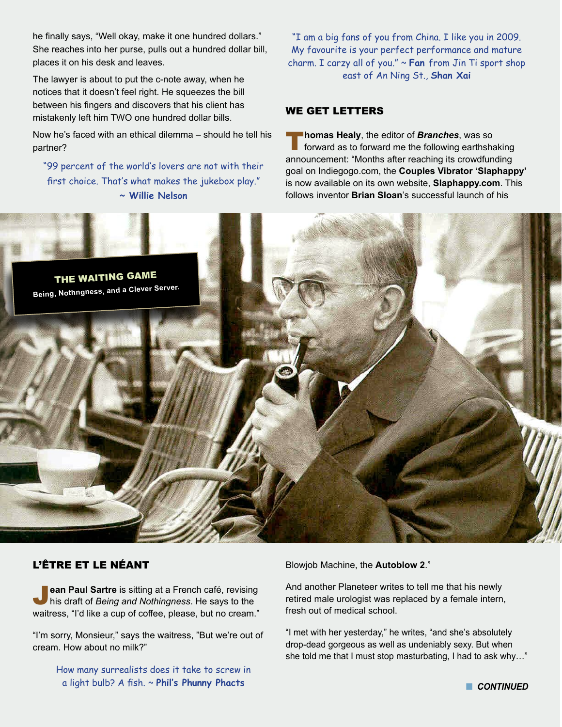he finally says, "Well okay, make it one hundred dollars." She reaches into her purse, pulls out a hundred dollar bill, places it on his desk and leaves.

The lawyer is about to put the c-note away, when he notices that it doesn't feel right. He squeezes the bill between his fingers and discovers that his client has mistakenly left him TWO one hundred dollar bills.

Now he's faced with an ethical dilemma – should he tell his partner?

"99 percent of the world's lovers are not with their first choice. That's what makes the jukebox play." ~ **Willie Nelson**

"I am a big fans of you from China. I like you in 2009. My favourite is your perfect performance and mature charm. I carzy all of you." ~ **Fan** from Jin Ti sport shop east of An Ning St., **Shan Xai**

## WE GET LETTERS

**Thomas Healy**, the editor of ***Branches***, was so forward as to forward me the following earthshaking announcement: "Months after reaching its crowdfunding goal on Indiegogo.com, the **Couples Vibrator 'Slaphappy'** is now available on its own website, **Slaphappy.com**. This follows inventor **Brian Sloan**'s successful launch of his Blowjob Machine, the **Autoblow 2**."

And another Planeteer writes to tell me that his newly retired male urologist was replaced by a female intern, fresh out of medical school.

"I met with her yesterday," he writes, "and she's absolutely drop-dead gorgeous as well as undeniably sexy. But when she told me that I must stop masturbating, I had to ask why…"

**THE WAITING GAME**
**Being, Nothngness, and a Clever Server.**

## L'ÊTRE ET LE NÉANT

**Jean Paul Sartre** is sitting at a French café, revising his draft of *Being and Nothingness*. He says to the waitress, "I'd like a cup of coffee, please, but no cream."

"I'm sorry, Monsieur," says the waitress, "But we're out of cream. How about no milk?"

How many surrealists does it take to screw in a light bulb? A fish. ~ **Phil's Phunny Phacts**

***CONTINUED***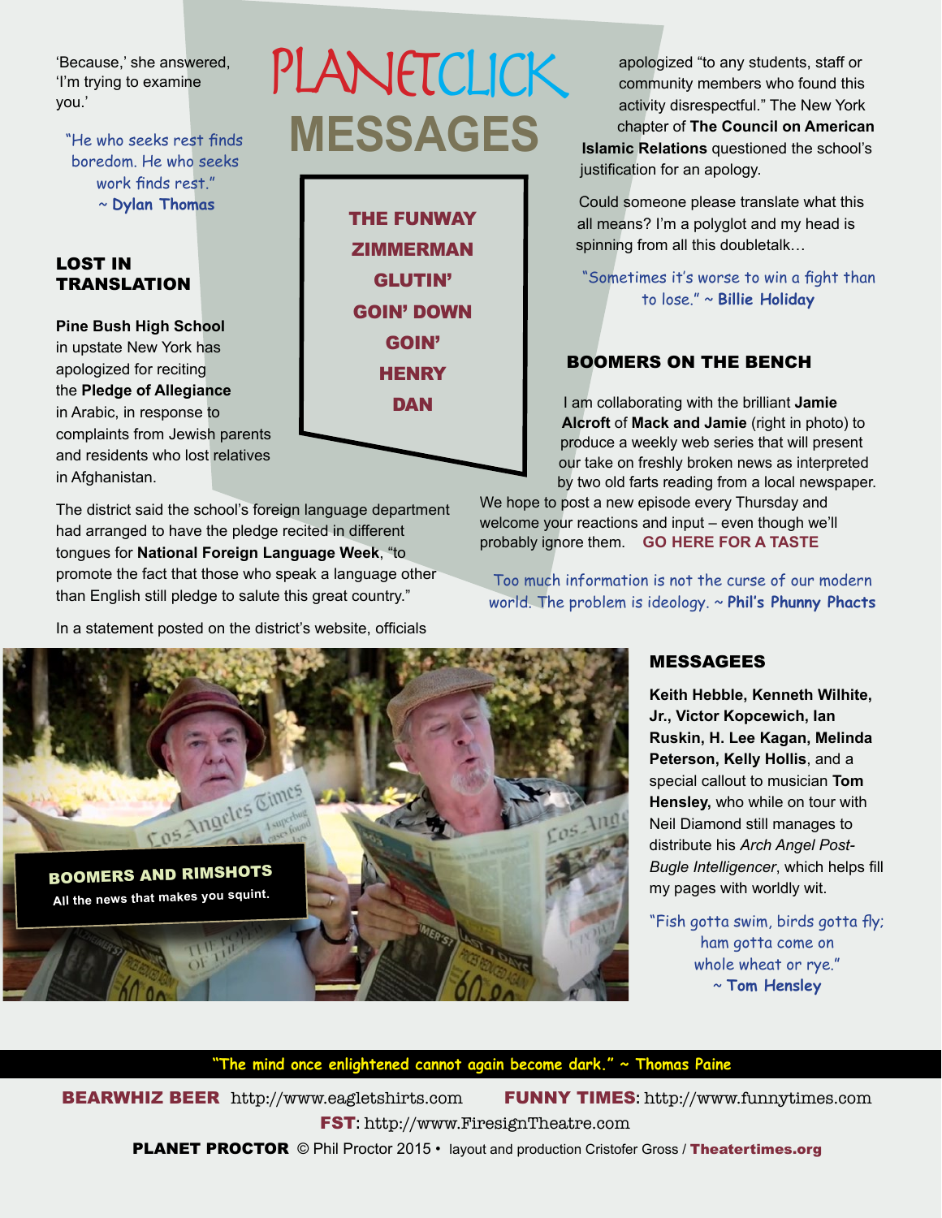'Because,' she answered, 'I'm trying to examine you.'

"He who seeks rest finds boredom. He who seeks work finds rest." ~ **Dylan Thomas**

# PLANETCLICK MESSAGES

**THE FUNWAY**
**ZIMMERMAN**
**GLUTIN'**
**GOIN' DOWN**
**GOIN'**
**HENRY**
**DAN**

## LOST IN TRANSLATION

**Pine Bush High School** in upstate New York has apologized for reciting the **Pledge of Allegiance** in Arabic, in response to complaints from Jewish parents and residents who lost relatives in Afghanistan.

The district said the school's foreign language department had arranged to have the pledge recited in different tongues for **National Foreign Language Week**, "to promote the fact that those who speak a language other than English still pledge to salute this great country."

In a statement posted on the district's website, officials apologized "to any students, staff or community members who found this activity disrespectful." The New York chapter of **The Council on American Islamic Relations** questioned the school's justification for an apology.

Could someone please translate what this all means? I'm a polyglot and my head is spinning from all this doubletalk…

"Sometimes it's worse to win a fight than to lose." ~ **Billie Holiday**

## BOOMERS ON THE BENCH

I am collaborating with the brilliant **Jamie Alcroft** of **Mack and Jamie** (right in photo) to produce a weekly web series that will present our take on freshly broken news as interpreted by two old farts reading from a local newspaper. We hope to post a new episode every Thursday and welcome your reactions and input – even though we'll probably ignore them. **GO HERE FOR A TASTE**

Too much information is not the curse of our modern world. The problem is ideology. ~ **Phil's Phunny Phacts**

**BOOMERS AND RIMSHOTS**
All the news that makes you squint.

## MESSAGEES

**Keith Hebble, Kenneth Wilhite, Jr., Victor Kopcewich, Ian Ruskin, H. Lee Kagan, Melinda Peterson, Kelly Hollis**, and a special callout to musician **Tom Hensley,** who while on tour with Neil Diamond still manages to distribute his *Arch Angel Post-Bugle Intelligencer*, which helps fill my pages with worldly wit.

"Fish gotta swim, birds gotta fly; ham gotta come on whole wheat or rye." ~ **Tom Hensley**

"The mind once enlightened cannot again become dark." ~ Thomas Paine

**BEARWHIZ BEER** http://www.eagletshirts.com **FUNNY TIMES**: http://www.funnytimes.com
**FST**: http://www.FiresignTheatre.com
**PLANET PROCTOR** © Phil Proctor 2015 • layout and production Cristofer Gross / **Theatertimes.org**